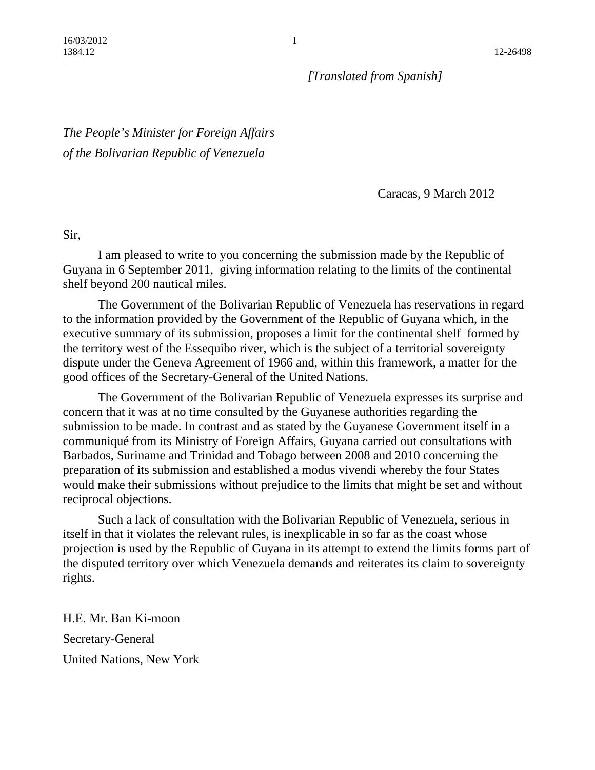*[Translated from Spanish]*

*The People's Minister for Foreign Affairs*
*of the Bolivarian Republic of Venezuela*

Caracas, 9 March 2012

Sir,

I am pleased to write to you concerning the submission made by the Republic of Guyana in 6 September 2011, giving information relating to the limits of the continental shelf beyond 200 nautical miles.

The Government of the Bolivarian Republic of Venezuela has reservations in regard to the information provided by the Government of the Republic of Guyana which, in the executive summary of its submission, proposes a limit for the continental shelf formed by the territory west of the Essequibo river, which is the subject of a territorial sovereignty dispute under the Geneva Agreement of 1966 and, within this framework, a matter for the good offices of the Secretary-General of the United Nations.

The Government of the Bolivarian Republic of Venezuela expresses its surprise and concern that it was at no time consulted by the Guyanese authorities regarding the submission to be made. In contrast and as stated by the Guyanese Government itself in a communiqué from its Ministry of Foreign Affairs, Guyana carried out consultations with Barbados, Suriname and Trinidad and Tobago between 2008 and 2010 concerning the preparation of its submission and established a modus vivendi whereby the four States would make their submissions without prejudice to the limits that might be set and without reciprocal objections.

Such a lack of consultation with the Bolivarian Republic of Venezuela, serious in itself in that it violates the relevant rules, is inexplicable in so far as the coast whose projection is used by the Republic of Guyana in its attempt to extend the limits forms part of the disputed territory over which Venezuela demands and reiterates its claim to sovereignty rights.

H.E. Mr. Ban Ki-moon
Secretary-General
United Nations, New York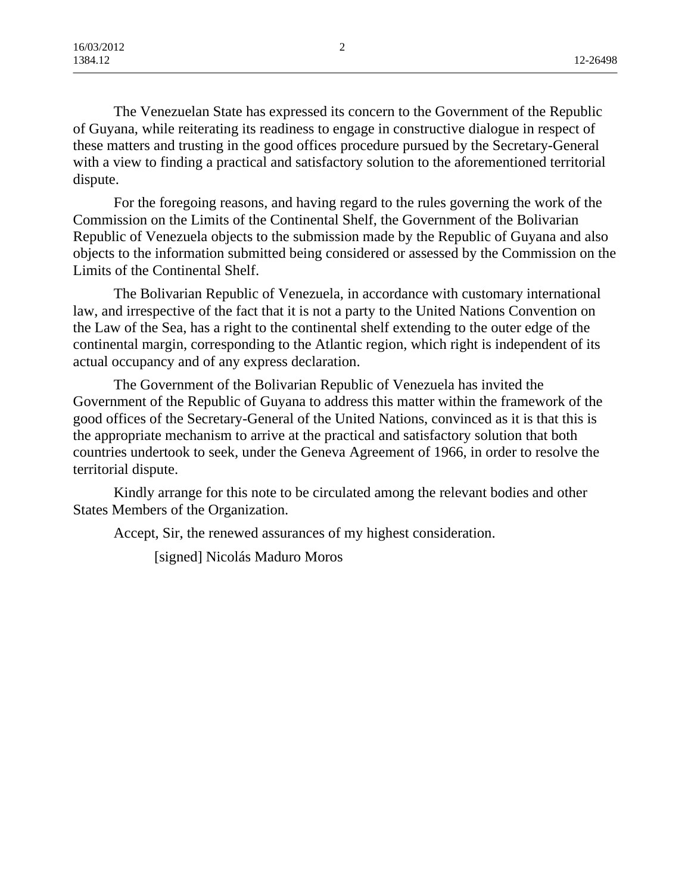The Venezuelan State has expressed its concern to the Government of the Republic of Guyana, while reiterating its readiness to engage in constructive dialogue in respect of these matters and trusting in the good offices procedure pursued by the Secretary-General with a view to finding a practical and satisfactory solution to the aforementioned territorial dispute.

For the foregoing reasons, and having regard to the rules governing the work of the Commission on the Limits of the Continental Shelf, the Government of the Bolivarian Republic of Venezuela objects to the submission made by the Republic of Guyana and also objects to the information submitted being considered or assessed by the Commission on the Limits of the Continental Shelf.

The Bolivarian Republic of Venezuela, in accordance with customary international law, and irrespective of the fact that it is not a party to the United Nations Convention on the Law of the Sea, has a right to the continental shelf extending to the outer edge of the continental margin, corresponding to the Atlantic region, which right is independent of its actual occupancy and of any express declaration.

The Government of the Bolivarian Republic of Venezuela has invited the Government of the Republic of Guyana to address this matter within the framework of the good offices of the Secretary-General of the United Nations, convinced as it is that this is the appropriate mechanism to arrive at the practical and satisfactory solution that both countries undertook to seek, under the Geneva Agreement of 1966, in order to resolve the territorial dispute.

Kindly arrange for this note to be circulated among the relevant bodies and other States Members of the Organization.

Accept, Sir, the renewed assurances of my highest consideration.

[signed] Nicolás Maduro Moros